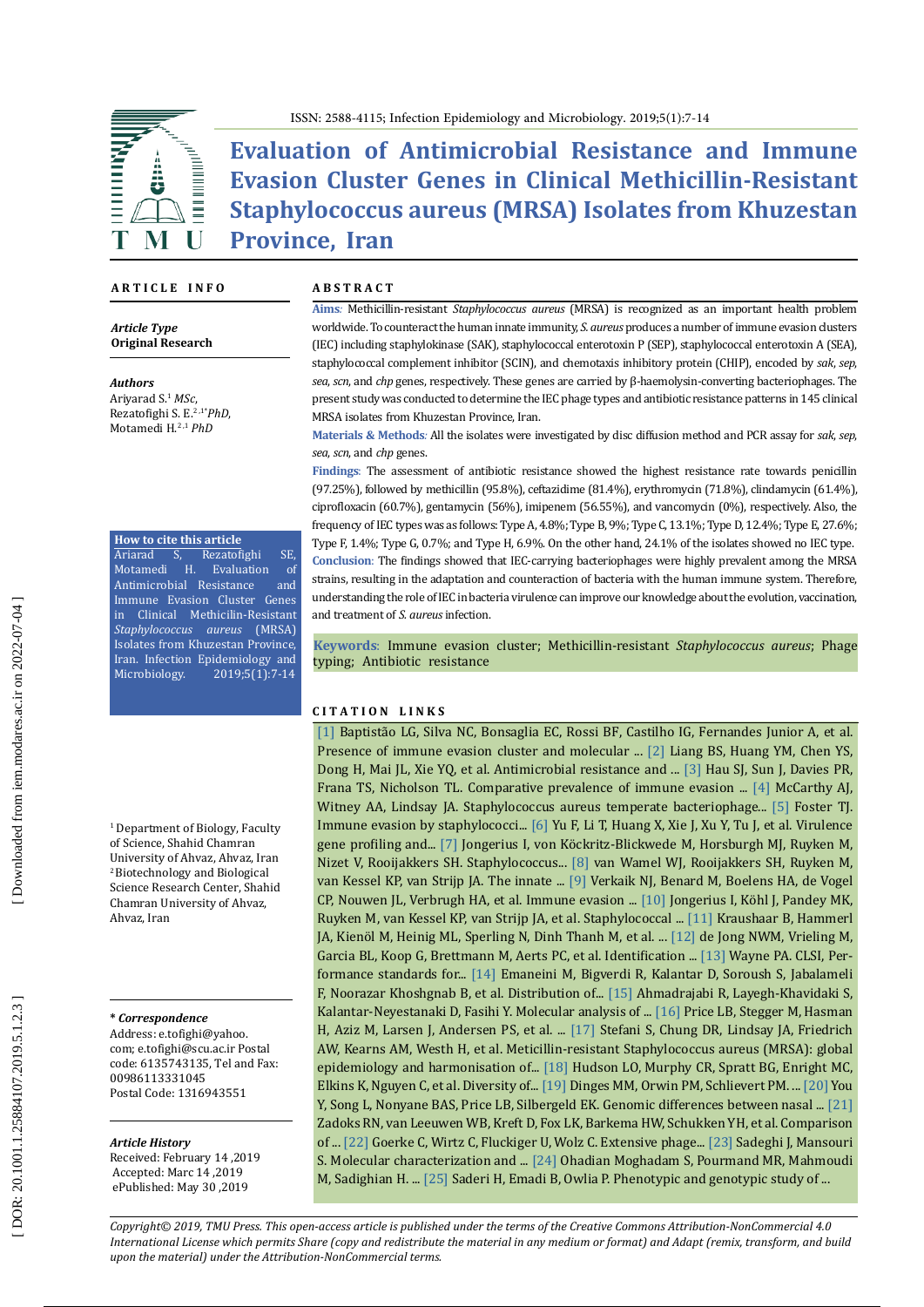# Evaluation of Antimicrobial Resistance and Immune Evasion Cluster Genes in Clinical Methicillin-Resistant Staphylococcus aureus (MRSA) Isolates from Khuzestan Province, Iran

## ARTICLE INFO

***Article Type***
**Original Research**

***Authors***
Ariyarad S.[1] *MSc*,
Rezatofighi S. E.[2,1*] *PhD*,
Motamedi H.[2,1] *PhD*

**How to cite this article**
Ariarad S, Rezatofighi SE, Motamedi H. Evaluation of Antimicrobial Resistance and Immune Evasion Cluster Genes in Clinical Methicillin-Resistant *Staphylococcus aureus* (MRSA) Isolates from Khuzestan Province, Iran. Infection Epidemiology and Microbiology. 2019;5(1):7-14

[1] Department of Biology, Faculty of Science, Shahid Chamran University of Ahvaz, Ahvaz, Iran
[2] Biotechnology and Biological Science Research Center, Shahid Chamran University of Ahvaz, Ahvaz, Iran

***\* Correspondence***
Address: e.tofighi@yahoo.com; e.tofighi@scu.ac.ir Postal code: 6135743135, Tel and Fax: 00986113331045
Postal Code: 1316943551

***Article History***
Received: February 14 ,2019
Accepted: Marc 14 ,2019
ePublished: May 30 ,2019

## ABSTRACT

**Aims**: Methicillin-resistant *Staphylococcus aureus* (MRSA) is recognized as an important health problem worldwide. To counteract the human innate immunity, *S. aureus* produces a number of immune evasion clusters (IEC) including staphylokinase (SAK), staphylococcal enterotoxin P (SEP), staphylococcal enterotoxin A (SEA), staphylococcal complement inhibitor (SCIN), and chemotaxis inhibitory protein (CHIP), encoded by *sak*, *sep*, *sea*, *scn*, and *chp* genes, respectively. These genes are carried by β-haemolysin-converting bacteriophages. The present study was conducted to determine the IEC phage types and antibiotic resistance patterns in 145 clinical MRSA isolates from Khuzestan Province, Iran.

**Materials & Methods**: All the isolates were investigated by disc diffusion method and PCR assay for *sak*, *sep*, *sea*, *scn*, and *chp* genes.

**Findings**: The assessment of antibiotic resistance showed the highest resistance rate towards penicillin (97.25%), followed by methicillin (95.8%), ceftazidime (81.4%), erythromycin (71.8%), clindamycin (61.4%), ciprofloxacin (60.7%), gentamycin (56%), imipenem (56.55%), and vancomycin (0%), respectively. Also, the frequency of IEC types was as follows: Type A, 4.8%; Type B, 9%; Type C, 13.1%; Type D, 12.4%; Type E, 27.6%; Type F, 1.4%; Type G, 0.7%; and Type H, 6.9%. On the other hand, 24.1% of the isolates showed no IEC type.

**Conclusion**: The findings showed that IEC-carrying bacteriophages were highly prevalent among the MRSA strains, resulting in the adaptation and counteraction of bacteria with the human immune system. Therefore, understanding the role of IEC in bacteria virulence can improve our knowledge about the evolution, vaccination, and treatment of *S. aureus* infection.

**Keywords**: Immune evasion cluster; Methicillin-resistant *Staphylococcus aureus*; Phage typing; Antibiotic resistance

## CITATION LINKS

[1] Baptistão LG, Silva NC, Bonsaglia EC, Rossi BF, Castilho IG, Fernandes Junior A, et al. Presence of immune evasion cluster and molecular ... [2] Liang BS, Huang YM, Chen YS, Dong H, Mai JL, Xie YQ, et al. Antimicrobial resistance and ... [3] Hau SJ, Sun J, Davies PR, Frana TS, Nicholson TL. Comparative prevalence of immune evasion ... [4] McCarthy AJ, Witney AA, Lindsay JA. Staphylococcus aureus temperate bacteriophage... [5] Foster TJ. Immune evasion by staphylococci... [6] Yu F, Li T, Huang X, Xie J, Xu Y, Tu J, et al. Virulence gene profiling and... [7] Jongerius I, von Köckritz-Blickwede M, Horsburgh MJ, Ruyken M, Nizet V, Rooijakkers SH. Staphylococcus... [8] van Wamel WJ, Rooijakkers SH, Ruyken M, van Kessel KP, van Strijp JA. The innate ... [9] Verkaik NJ, Benard M, Boelens HA, de Vogel CP, Nouwen JL, Verbrugh HA, et al. Immune evasion ... [10] Jongerius I, Köhl J, Pandey MK, Ruyken M, van Kessel KP, van Strijp JA, et al. Staphylococcal ... [11] Kraushaar B, Hammerl JA, Kienöl M, Heinig ML, Sperling N, Dinh Thanh M, et al. ... [12] de Jong NWM, Vrieling M, Garcia BL, Koop G, Brettmann M, Aerts PC, et al. Identification ... [13] Wayne PA. CLSI, Performance standards for... [14] Emaneini M, Bigverdi R, Kalantar D, Soroush S, Jabalameli F, Noorazar Khoshgnab B, et al. Distribution of... [15] Ahmadrajabi R, Layegh-Khavidaki S, Kalantar-Neyestanaki D, Fasihi Y. Molecular analysis of ... [16] Price LB, Stegger M, Hasman H, Aziz M, Larsen J, Andersen PS, et al. ... [17] Stefani S, Chung DR, Lindsay JA, Friedrich AW, Kearns AM, Westh H, et al. Meticillin-resistant Staphylococcus aureus (MRSA): global epidemiology and harmonisation of... [18] Hudson LO, Murphy CR, Spratt BG, Enright MC, Elkins K, Nguyen C, et al. Diversity of... [19] Dinges MM, Orwin PM, Schlievert PM. ... [20] You Y, Song L, Nonyane BAS, Price LB, Silbergeld EK. Genomic differences between nasal ... [21] Zadoks RN, van Leeuwen WB, Kreft D, Fox LK, Barkema HW, Schukken YH, et al. Comparison of ... [22] Goerke C, Wirtz C, Fluckiger U, Wolz C. Extensive phage... [23] Sadeghi J, Mansouri S. Molecular characterization and ... [24] Ohadian Moghadam S, Pourmand MR, Mahmoudi M, Sadighian H. ... [25] Saderi H, Emadi B, Owlia P. Phenotypic and genotypic study of ...

*Copyright© 2019, TMU Press. This open-access article is published under the terms of the Creative Commons Attribution-NonCommercial 4.0 International License which permits Share (copy and redistribute the material in any medium or format) and Adapt (remix, transform, and build upon the material) under the Attribution-NonCommercial terms.*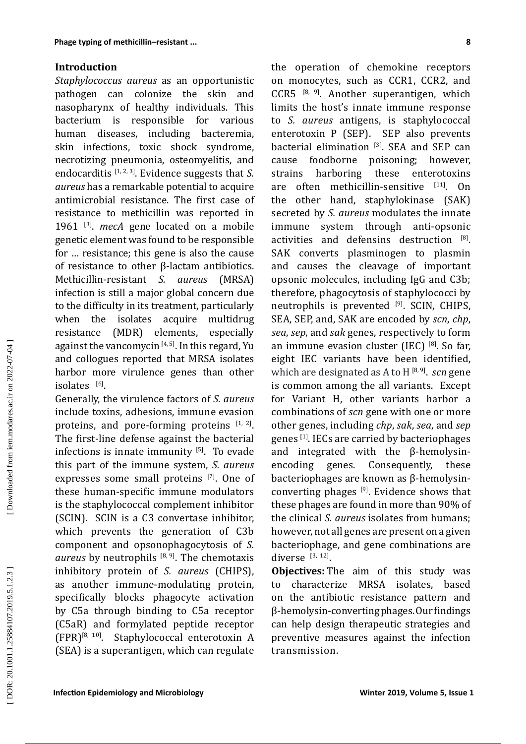## Introduction

*Staphylococcus aureus* as an opportunistic pathogen can colonize the skin and nasopharynx of healthy individuals. This bacterium is responsible for various human diseases, including bacteremia, skin infections, toxic shock syndrome, necrotizing pneumonia, osteomyelitis, and endocarditis [1, 2, 3]. Evidence suggests that *S. aureus* has a remarkable potential to acquire antimicrobial resistance. The first case of resistance to methicillin was reported in 1961 [3]. *mecA* gene located on a mobile genetic element was found to be responsible for … resistance; this gene is also the cause of resistance to other β-lactam antibiotics. Methicillin-resistant *S. aureus* (MRSA) infection is still a major global concern due to the difficulty in its treatment, particularly when the isolates acquire multidrug resistance (MDR) elements, especially against the vancomycin [4, 5]. In this regard, Yu and collogues reported that MRSA isolates harbor more virulence genes than other isolates [6].

Generally, the virulence factors of *S. aureus* include toxins, adhesions, immune evasion proteins, and pore-forming proteins [1, 2]. The first-line defense against the bacterial infections is innate immunity [5]. To evade this part of the immune system, *S. aureus* expresses some small proteins [7]. One of these human-specific immune modulators is the staphylococcal complement inhibitor (SCIN). SCIN is a C3 convertase inhibitor, which prevents the generation of C3b component and opsonophagocytosis of *S. aureus* by neutrophils [8, 9]. The chemotaxis inhibitory protein of *S. aureus* (CHIPS), as another immune-modulating protein, specifically blocks phagocyte activation by C5a through binding to C5a receptor (C5aR) and formylated peptide receptor (FPR)[8, 10]. Staphylococcal enterotoxin A (SEA) is a superantigen, which can regulate the operation of chemokine receptors on monocytes, such as CCR1, CCR2, and CCR5 [8, 9]. Another superantigen, which limits the host's innate immune response to *S. aureus* antigens, is staphylococcal enterotoxin P (SEP). SEP also prevents bacterial elimination [3]. SEA and SEP can cause foodborne poisoning; however, strains harboring these enterotoxins are often methicillin-sensitive [11]. On the other hand, staphylokinase (SAK) secreted by *S. aureus* modulates the innate immune system through anti-opsonic activities and defensins destruction [8]. SAK converts plasminogen to plasmin and causes the cleavage of important opsonic molecules, including IgG and C3b; therefore, phagocytosis of staphylococci by neutrophils is prevented [9]. SCIN, CHIPS, SEA, SEP, and, SAK are encoded by *scn*, *chp*, *sea*, *sep*, and *sak* genes, respectively to form an immune evasion cluster (IEC) [8]. So far, eight IEC variants have been identified, which are designated as A to H [8, 9]. *scn* gene is common among the all variants. Except for Variant H, other variants harbor a combinations of *scn* gene with one or more other genes, including *chp*, *sak*, *sea*, and *sep* genes [1]. IECs are carried by bacteriophages and integrated with the β-hemolysin-encoding genes. Consequently, these bacteriophages are known as β-hemolysin-converting phages [9]. Evidence shows that these phages are found in more than 90% of the clinical *S. aureus* isolates from humans; however, not all genes are present on a given bacteriophage, and gene combinations are diverse [3, 12].

**Objectives:** The aim of this study was to characterize MRSA isolates, based on the antibiotic resistance pattern and β-hemolysin-converting phages. Our findings can help design therapeutic strategies and preventive measures against the infection transmission.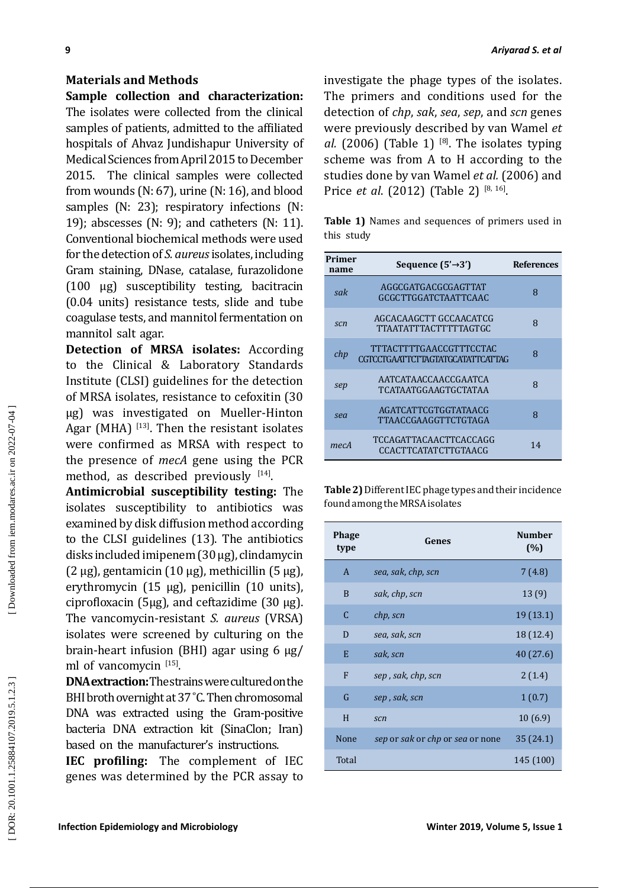## Materials and Methods

**Sample collection and characterization:** The isolates were collected from the clinical samples of patients, admitted to the affiliated hospitals of Ahvaz Jundishapur University of Medical Sciences from April 2015 to December 2015. The clinical samples were collected from wounds (N: 67), urine (N: 16), and blood samples (N: 23); respiratory infections (N: 19); abscesses (N: 9); and catheters (N: 11). Conventional biochemical methods were used for the detection of *S. aureus* isolates, including Gram staining, DNase, catalase, furazolidone (100 µg) susceptibility testing, bacitracin (0.04 units) resistance tests, slide and tube coagulase tests, and mannitol fermentation on mannitol salt agar.

**Detection of MRSA isolates:** According to the Clinical & Laboratory Standards Institute (CLSI) guidelines for the detection of MRSA isolates, resistance to cefoxitin (30 µg) was investigated on Mueller-Hinton Agar (MHA) [13]. Then the resistant isolates were confirmed as MRSA with respect to the presence of *mecA* gene using the PCR method, as described previously [14].

**Antimicrobial susceptibility testing:** The isolates susceptibility to antibiotics was examined by disk diffusion method according to the CLSI guidelines (13). The antibiotics disks included imipenem (30 µg), clindamycin (2 µg), gentamicin (10 µg), methicillin (5 µg), erythromycin (15 µg), penicillin (10 units), ciprofloxacin (5µg), and ceftazidime (30 µg). The vancomycin-resistant *S. aureus* (VRSA) isolates were screened by culturing on the brain-heart infusion (BHI) agar using 6 µg/ml of vancomycin [15].

**DNA extraction:** The strains were cultured on the BHI broth overnight at 37 °C. Then chromosomal DNA was extracted using the Gram-positive bacteria DNA extraction kit (SinaClon; Iran) based on the manufacturer's instructions.

**IEC profiling:** The complement of IEC genes was determined by the PCR assay to investigate the phage types of the isolates. The primers and conditions used for the detection of *chp*, *sak*, *sea*, *sep*, and *scn* genes were previously described by van Wamel *et al.* (2006) (Table 1) [8]. The isolates typing scheme was from A to H according to the studies done by van Wamel *et al.* (2006) and Price *et al*. (2012) (Table 2) [8, 16].

**Table 1)** Names and sequences of primers used in this study

| Primer name | Sequence (5'→3') | References |
|---|---|---|
| *sak* | AGGCGATGACGCGAGTTAT<br>GCGCTTGGATCTAATTCAAC | 8 |
| *scn* | AGCACAAGCTT GCCAACATCG<br>TTAATATTTACTTTTTAGTGC | 8 |
| *chp* | TTTACTTTTGAACCGTTTCCTAC<br>CGTCCTGAATTCTTAGTATGCATATTCATTAG | 8 |
| *sep* | AATCATAACCAACCGAATCA<br>TCATAATGGAAGTGCTATAA | 8 |
| *sea* | AGATCATTCGTGGTATAACG<br>TTAACCGAAGGTTCTGTAGA | 8 |
| *mecA* | TCCAGATTACAACTTCACCAGG<br>CCACTTCATATCTTGTAACG | 14 |

**Table 2)** Different IEC phage types and their incidence found among the MRSA isolates

| Phage type | Genes | Number (%) |
|---|---|---|
| A | *sea, sak, chp, scn* | 7 (4.8) |
| B | *sak, chp, scn* | 13 (9) |
| C | *chp, scn* | 19 (13.1) |
| D | *sea, sak, scn* | 18 (12.4) |
| E | *sak, scn* | 40 (27.6) |
| F | *sep , sak, chp, scn* | 2 (1.4) |
| G | *sep , sak, scn* | 1 (0.7) |
| H | *scn* | 10 (6.9) |
| None | *sep* or *sak* or *chp* or *sea* or none | 35 (24.1) |
| Total | | 145 (100) |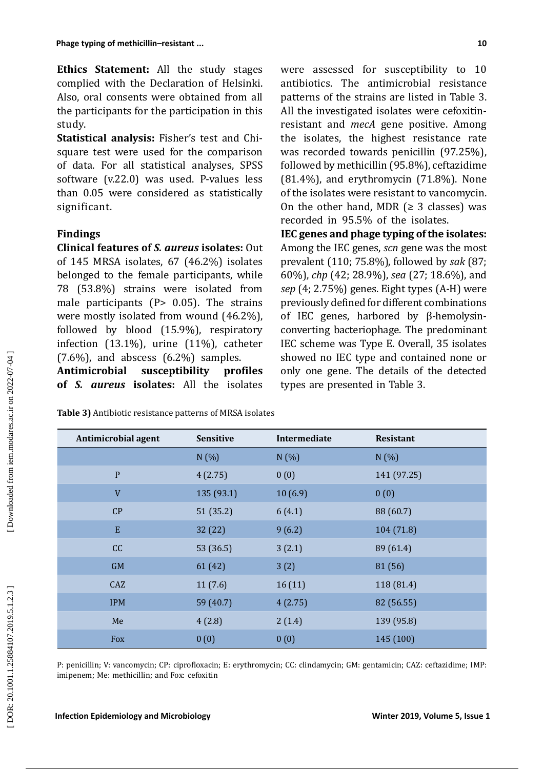**Ethics Statement:** All the study stages complied with the Declaration of Helsinki. Also, oral consents were obtained from all the participants for the participation in this study.

**Statistical analysis:** Fisher's test and Chi-square test were used for the comparison of data. For all statistical analyses, SPSS software (v.22.0) was used. P-values less than 0.05 were considered as statistically significant.

## Findings

**Clinical features of *S. aureus* isolates:** Out of 145 MRSA isolates, 67 (46.2%) isolates belonged to the female participants, while 78 (53.8%) strains were isolated from male participants (P> 0.05). The strains were mostly isolated from wound (46.2%), followed by blood (15.9%), respiratory infection (13.1%), urine (11%), catheter (7.6%), and abscess (6.2%) samples.

**Antimicrobial susceptibility profiles of *S. aureus* isolates:** All the isolates were assessed for susceptibility to 10 antibiotics. The antimicrobial resistance patterns of the strains are listed in Table 3. All the investigated isolates were cefoxitin-resistant and *mecA* gene positive. Among the isolates, the highest resistance rate was recorded towards penicillin (97.25%), followed by methicillin (95.8%), ceftazidime (81.4%), and erythromycin (71.8%). None of the isolates were resistant to vancomycin. On the other hand, MDR (≥ 3 classes) was recorded in 95.5% of the isolates.

**IEC genes and phage typing of the isolates:** Among the IEC genes, *scn* gene was the most prevalent (110; 75.8%), followed by *sak* (87; 60%), *chp* (42; 28.9%), *sea* (27; 18.6%), and *sep* (4; 2.75%) genes. Eight types (A-H) were previously defined for different combinations of IEC genes, harbored by β-hemolysin-converting bacteriophage. The predominant IEC scheme was Type E. Overall, 35 isolates showed no IEC type and contained none or only one gene. The details of the detected types are presented in Table 3.

**Table 3)** Antibiotic resistance patterns of MRSA isolates

| Antimicrobial agent | Sensitive | Intermediate | Resistant |
|---|---|---|---|
| | N (%) | N (%) | N (%) |
| P | 4 (2.75) | 0 (0) | 141 (97.25) |
| V | 135 (93.1) | 10 (6.9) | 0 (0) |
| CP | 51 (35.2) | 6 (4.1) | 88 (60.7) |
| E | 32 (22) | 9 (6.2) | 104 (71.8) |
| CC | 53 (36.5) | 3 (2.1) | 89 (61.4) |
| GM | 61 (42) | 3 (2) | 81 (56) |
| CAZ | 11 (7.6) | 16 (11) | 118 (81.4) |
| IPM | 59 (40.7) | 4 (2.75) | 82 (56.55) |
| Me | 4 (2.8) | 2 (1.4) | 139 (95.8) |
| Fox | 0 (0) | 0 (0) | 145 (100) |

P: penicillin; V: vancomycin; CP: ciprofloxacin; E: erythromycin; CC: clindamycin; GM: gentamicin; CAZ: ceftazidime; IMP: imipenem; Me: methicillin; and Fox: cefoxitin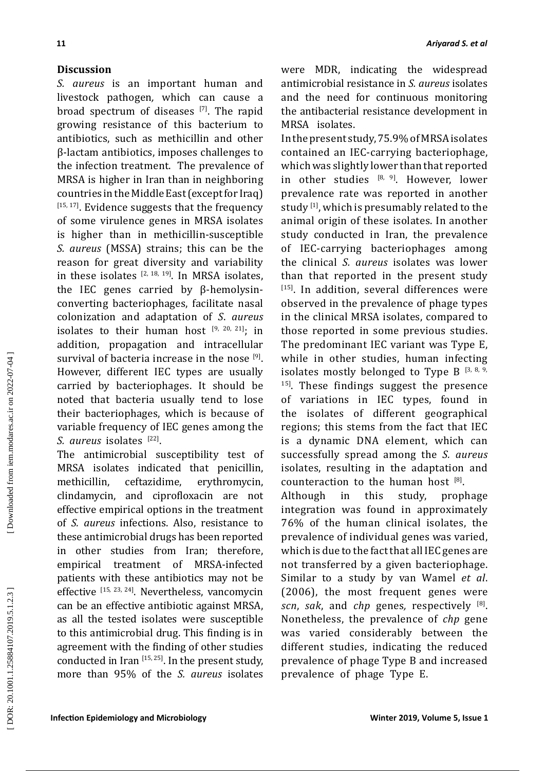## Discussion

*S. aureus* is an important human and livestock pathogen, which can cause a broad spectrum of diseases [7]. The rapid growing resistance of this bacterium to antibiotics, such as methicillin and other β-lactam antibiotics, imposes challenges to the infection treatment. The prevalence of MRSA is higher in Iran than in neighboring countries in the Middle East (except for Iraq) [15, 17]. Evidence suggests that the frequency of some virulence genes in MRSA isolates is higher than in methicillin-susceptible *S. aureus* (MSSA) strains; this can be the reason for great diversity and variability in these isolates [2, 18, 19]. In MRSA isolates, the IEC genes carried by β-hemolysin-converting bacteriophages, facilitate nasal colonization and adaptation of *S. aureus* isolates to their human host [9, 20, 21]; in addition, propagation and intracellular survival of bacteria increase in the nose [9]. However, different IEC types are usually carried by bacteriophages. It should be noted that bacteria usually tend to lose their bacteriophages, which is because of variable frequency of IEC genes among the *S. aureus* isolates [22].

The antimicrobial susceptibility test of MRSA isolates indicated that penicillin, methicillin, ceftazidime, erythromycin, clindamycin, and ciprofloxacin are not effective empirical options in the treatment of *S. aureus* infections. Also, resistance to these antimicrobial drugs has been reported in other studies from Iran; therefore, empirical treatment of MRSA-infected patients with these antibiotics may not be effective [15, 23, 24]. Nevertheless, vancomycin can be an effective antibiotic against MRSA, as all the tested isolates were susceptible to this antimicrobial drug. This finding is in agreement with the finding of other studies conducted in Iran [15, 25]. In the present study, more than 95% of the *S. aureus* isolates were MDR, indicating the widespread antimicrobial resistance in *S. aureus* isolates and the need for continuous monitoring the antibacterial resistance development in MRSA isolates.

In the present study, 75.9% of MRSA isolates contained an IEC-carrying bacteriophage, which was slightly lower than that reported in other studies [8, 9]. However, lower prevalence rate was reported in another study [1], which is presumably related to the animal origin of these isolates. In another study conducted in Iran, the prevalence of IEC-carrying bacteriophages among the clinical *S. aureus* isolates was lower than that reported in the present study [15]. In addition, several differences were observed in the prevalence of phage types in the clinical MRSA isolates, compared to those reported in some previous studies. The predominant IEC variant was Type E, while in other studies, human infecting isolates mostly belonged to Type B [3, 8, 9, 15]. These findings suggest the presence of variations in IEC types, found in the isolates of different geographical regions; this stems from the fact that IEC is a dynamic DNA element, which can successfully spread among the *S. aureus* isolates, resulting in the adaptation and counteraction to the human host [8].

Although in this study, prophage integration was found in approximately 76% of the human clinical isolates, the prevalence of individual genes was varied, which is due to the fact that all IEC genes are not transferred by a given bacteriophage. Similar to a study by van Wamel *et al*. (2006), the most frequent genes were *scn*, *sak*, and *chp* genes, respectively [8]. Nonetheless, the prevalence of *chp* gene was varied considerably between the different studies, indicating the reduced prevalence of phage Type B and increased prevalence of phage Type E.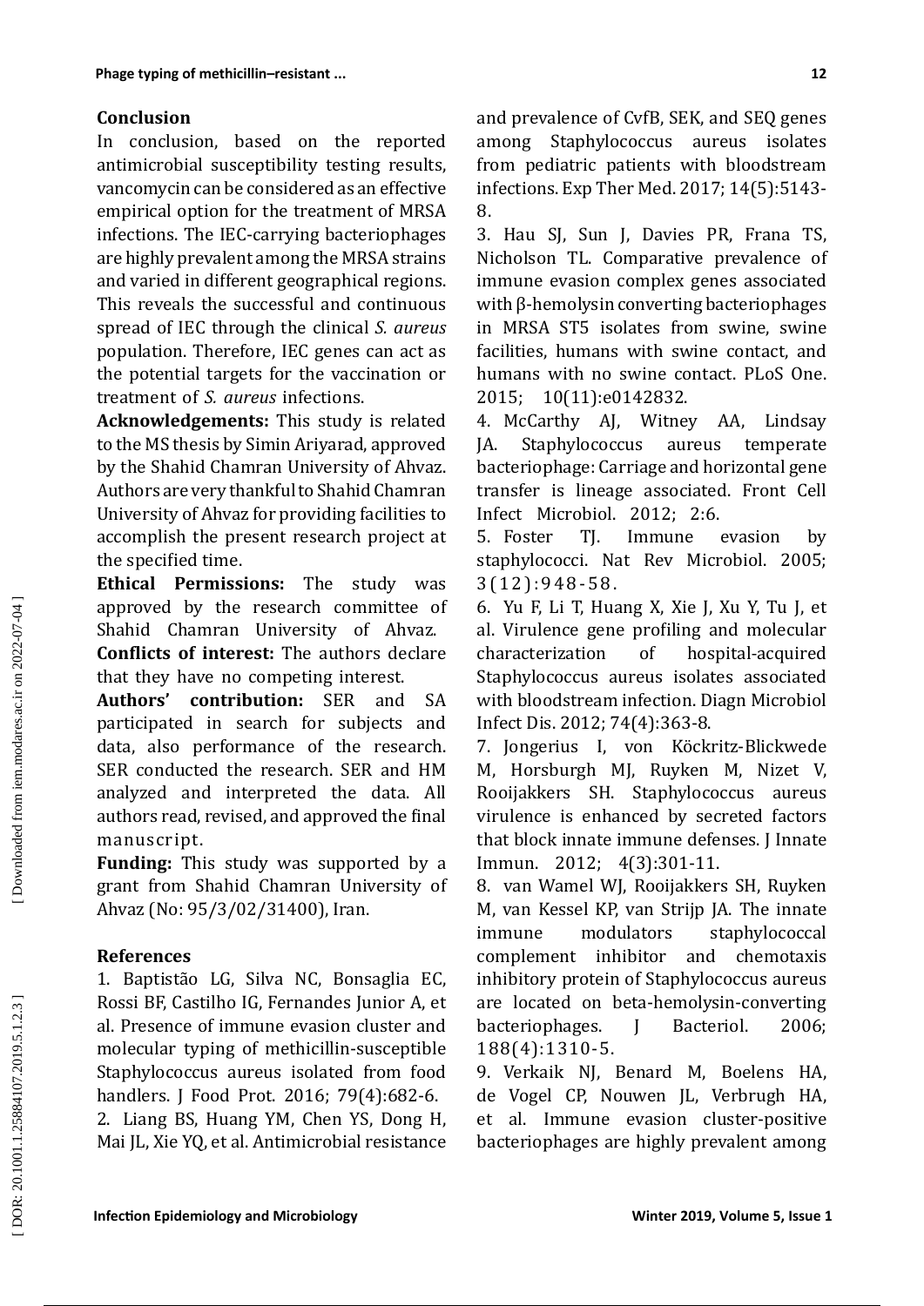## Conclusion

In conclusion, based on the reported antimicrobial susceptibility testing results, vancomycin can be considered as an effective empirical option for the treatment of MRSA infections. The IEC-carrying bacteriophages are highly prevalent among the MRSA strains and varied in different geographical regions. This reveals the successful and continuous spread of IEC through the clinical *S. aureus* population. Therefore, IEC genes can act as the potential targets for the vaccination or treatment of *S. aureus* infections.

**Acknowledgements:** This study is related to the MS thesis by Simin Ariyarad, approved by the Shahid Chamran University of Ahvaz. Authors are very thankful to Shahid Chamran University of Ahvaz for providing facilities to accomplish the present research project at the specified time.

**Ethical Permissions:** The study was approved by the research committee of Shahid Chamran University of Ahvaz.

**Conflicts of interest:** The authors declare that they have no competing interest.

**Authors' contribution:** SER and SA participated in search for subjects and data, also performance of the research. SER conducted the research. SER and HM analyzed and interpreted the data. All authors read, revised, and approved the final manuscript.

**Funding:** This study was supported by a grant from Shahid Chamran University of Ahvaz (No: 95/3/02/31400), Iran.

## References

1. Baptistão LG, Silva NC, Bonsaglia EC, Rossi BF, Castilho IG, Fernandes Junior A, et al. Presence of immune evasion cluster and molecular typing of methicillin-susceptible Staphylococcus aureus isolated from food handlers. J Food Prot. 2016; 79(4):682-6.
2. Liang BS, Huang YM, Chen YS, Dong H, Mai JL, Xie YQ, et al. Antimicrobial resistance and prevalence of CvfB, SEK, and SEQ genes among Staphylococcus aureus isolates from pediatric patients with bloodstream infections. Exp Ther Med. 2017; 14(5):5143-8.
3. Hau SJ, Sun J, Davies PR, Frana TS, Nicholson TL. Comparative prevalence of immune evasion complex genes associated with β-hemolysin converting bacteriophages in MRSA ST5 isolates from swine, swine facilities, humans with swine contact, and humans with no swine contact. PLoS One. 2015; 10(11):e0142832.
4. McCarthy AJ, Witney AA, Lindsay JA. Staphylococcus aureus temperate bacteriophage: Carriage and horizontal gene transfer is lineage associated. Front Cell Infect Microbiol. 2012; 2:6.
5. Foster TJ. Immune evasion by staphylococci. Nat Rev Microbiol. 2005; 3(12):948-58.
6. Yu F, Li T, Huang X, Xie J, Xu Y, Tu J, et al. Virulence gene profiling and molecular characterization of hospital-acquired Staphylococcus aureus isolates associated with bloodstream infection. Diagn Microbiol Infect Dis. 2012; 74(4):363-8.
7. Jongerius I, von Köckritz-Blickwede M, Horsburgh MJ, Ruyken M, Nizet V, Rooijakkers SH. Staphylococcus aureus virulence is enhanced by secreted factors that block innate immune defenses. J Innate Immun. 2012; 4(3):301-11.
8. van Wamel WJ, Rooijakkers SH, Ruyken M, van Kessel KP, van Strijp JA. The innate immune modulators staphylococcal complement inhibitor and chemotaxis inhibitory protein of Staphylococcus aureus are located on beta-hemolysin-converting bacteriophages. J Bacteriol. 2006; 188(4):1310-5.
9. Verkaik NJ, Benard M, Boelens HA, de Vogel CP, Nouwen JL, Verbrugh HA, et al. Immune evasion cluster-positive bacteriophages are highly prevalent among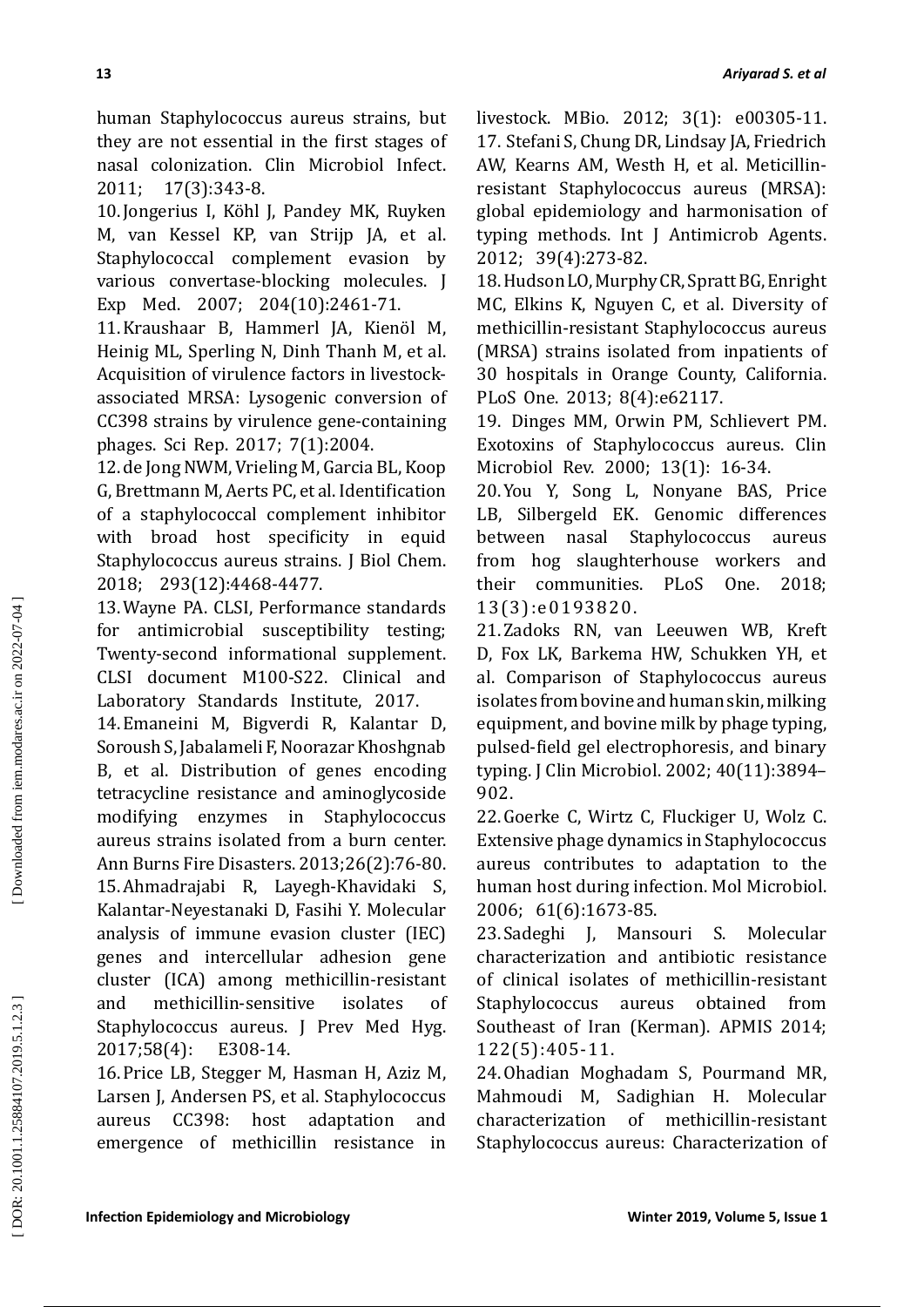human Staphylococcus aureus strains, but they are not essential in the first stages of nasal colonization. Clin Microbiol Infect. 2011; 17(3):343-8.

10. Jongerius I, Köhl J, Pandey MK, Ruyken M, van Kessel KP, van Strijp JA, et al. Staphylococcal complement evasion by various convertase-blocking molecules. J Exp Med. 2007; 204(10):2461-71.

11. Kraushaar B, Hammerl JA, Kienöl M, Heinig ML, Sperling N, Dinh Thanh M, et al. Acquisition of virulence factors in livestock-associated MRSA: Lysogenic conversion of CC398 strains by virulence gene-containing phages. Sci Rep. 2017; 7(1):2004.

12. de Jong NWM, Vrieling M, Garcia BL, Koop G, Brettmann M, Aerts PC, et al. Identification of a staphylococcal complement inhibitor with broad host specificity in equid Staphylococcus aureus strains. J Biol Chem. 2018; 293(12):4468-4477.

13. Wayne PA. CLSI, Performance standards for antimicrobial susceptibility testing; Twenty-second informational supplement. CLSI document M100-S22. Clinical and Laboratory Standards Institute, 2017.

14. Emaneini M, Bigverdi R, Kalantar D, Soroush S, Jabalameli F, Noorazar Khoshgnab B, et al. Distribution of genes encoding tetracycline resistance and aminoglycoside modifying enzymes in Staphylococcus aureus strains isolated from a burn center. Ann Burns Fire Disasters. 2013;26(2):76-80.

15. Ahmadrajabi R, Layegh-Khavidaki S, Kalantar-Neyestanaki D, Fasihi Y. Molecular analysis of immune evasion cluster (IEC) genes and intercellular adhesion gene cluster (ICA) among methicillin-resistant and methicillin-sensitive isolates of Staphylococcus aureus. J Prev Med Hyg. 2017;58(4): E308-14.

16. Price LB, Stegger M, Hasman H, Aziz M, Larsen J, Andersen PS, et al. Staphylococcus aureus CC398: host adaptation and emergence of methicillin resistance in livestock. MBio. 2012; 3(1): e00305-11.

17. Stefani S, Chung DR, Lindsay JA, Friedrich AW, Kearns AM, Westh H, et al. Meticillin-resistant Staphylococcus aureus (MRSA): global epidemiology and harmonisation of typing methods. Int J Antimicrob Agents. 2012; 39(4):273-82.

18. Hudson LO, Murphy CR, Spratt BG, Enright MC, Elkins K, Nguyen C, et al. Diversity of methicillin-resistant Staphylococcus aureus (MRSA) strains isolated from inpatients of 30 hospitals in Orange County, California. PLoS One. 2013; 8(4):e62117.

19. Dinges MM, Orwin PM, Schlievert PM. Exotoxins of Staphylococcus aureus. Clin Microbiol Rev. 2000; 13(1): 16-34.

20. You Y, Song L, Nonyane BAS, Price LB, Silbergeld EK. Genomic differences between nasal Staphylococcus aureus from hog slaughterhouse workers and their communities. PLoS One. 2018; 13(3):e0193820.

21. Zadoks RN, van Leeuwen WB, Kreft D, Fox LK, Barkema HW, Schukken YH, et al. Comparison of Staphylococcus aureus isolates from bovine and human skin, milking equipment, and bovine milk by phage typing, pulsed-field gel electrophoresis, and binary typing. J Clin Microbiol. 2002; 40(11):3894–902.

22. Goerke C, Wirtz C, Fluckiger U, Wolz C. Extensive phage dynamics in Staphylococcus aureus contributes to adaptation to the human host during infection. Mol Microbiol. 2006; 61(6):1673-85.

23. Sadeghi J, Mansouri S. Molecular characterization and antibiotic resistance of clinical isolates of methicillin-resistant Staphylococcus aureus obtained from Southeast of Iran (Kerman). APMIS 2014; 122(5):405-11.

24. Ohadian Moghadam S, Pourmand MR, Mahmoudi M, Sadighian H. Molecular characterization of methicillin-resistant Staphylococcus aureus: Characterization of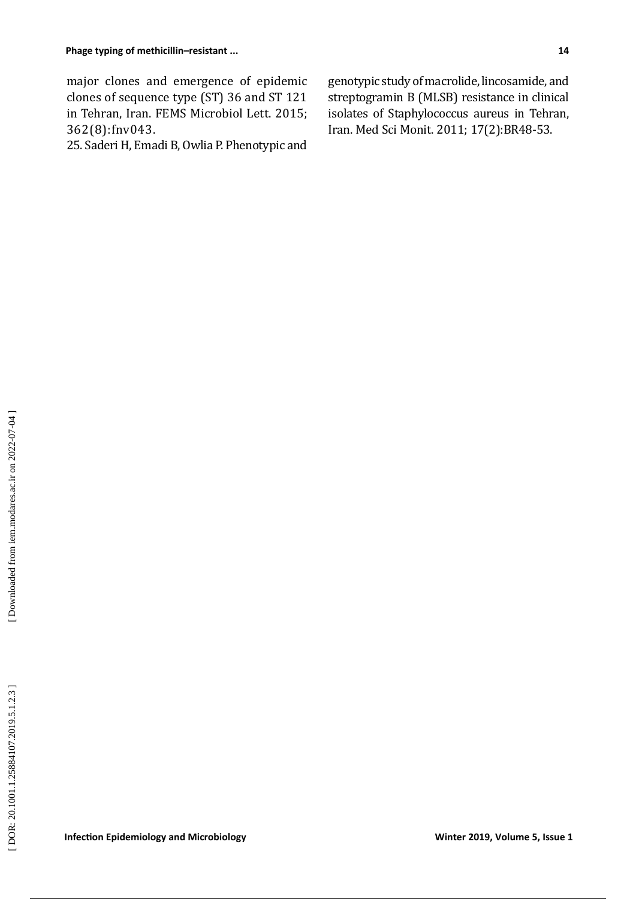major clones and emergence of epidemic clones of sequence type (ST) 36 and ST 121 in Tehran, Iran. FEMS Microbiol Lett. 2015; 362(8):fnv043.

25. Saderi H, Emadi B, Owlia P. Phenotypic and genotypic study of macrolide, lincosamide, and streptogramin B (MLSB) resistance in clinical isolates of Staphylococcus aureus in Tehran, Iran. Med Sci Monit. 2011; 17(2):BR48-53.